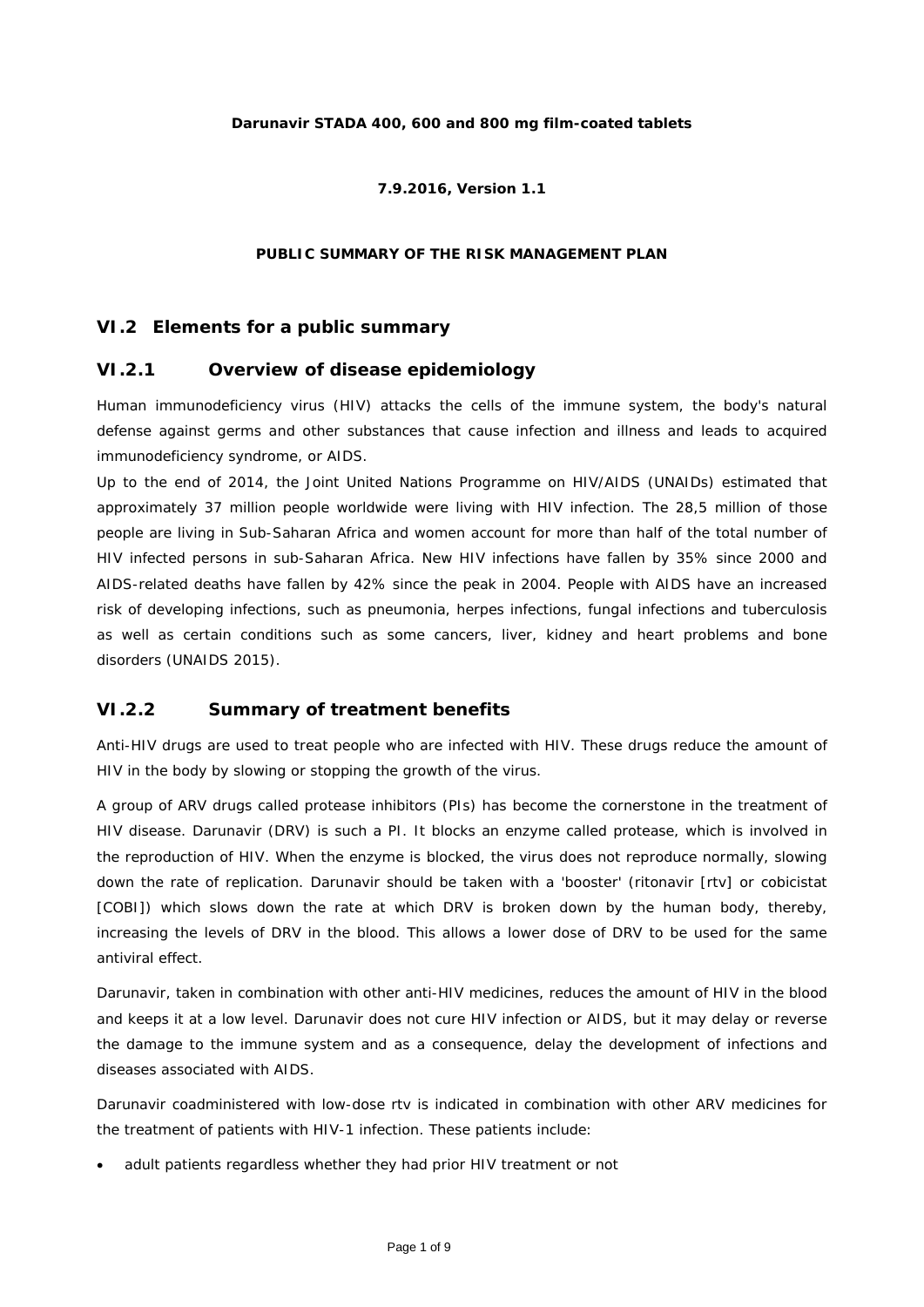**Darunavir STADA 400, 600 and 800 mg film-coated tablets**

**7.9.2016, Version 1.1**

**PUBLIC SUMMARY OF THE RISK MANAGEMENT PLAN**

## VI.2 Elements for a public summary

### VI.2.1 Overview of disease epidemiology

Human immunodeficiency virus (HIV) attacks the cells of the immune system, the body's natural defense against germs and other substances that cause infection and illness and leads to acquired immunodeficiency syndrome, or AIDS.

Up to the end of 2014, the Joint United Nations Programme on HIV/AIDS (UNAIDs) estimated that approximately 37 million people worldwide were living with HIV infection. The 28,5 million of those people are living in Sub-Saharan Africa and women account for more than half of the total number of HIV infected persons in sub-Saharan Africa. New HIV infections have fallen by 35% since 2000 and AIDS-related deaths have fallen by 42% since the peak in 2004. People with AIDS have an increased risk of developing infections, such as pneumonia, herpes infections, fungal infections and tuberculosis as well as certain conditions such as some cancers, liver, kidney and heart problems and bone disorders (UNAIDS 2015).

### VI.2.2 Summary of treatment benefits

Anti-HIV drugs are used to treat people who are infected with HIV. These drugs reduce the amount of HIV in the body by slowing or stopping the growth of the virus.

A group of ARV drugs called protease inhibitors (PIs) has become the cornerstone in the treatment of HIV disease. Darunavir (DRV) is such a PI. It blocks an enzyme called protease, which is involved in the reproduction of HIV. When the enzyme is blocked, the virus does not reproduce normally, slowing down the rate of replication. Darunavir should be taken with a 'booster' (ritonavir [rtv] or cobicistat [COBI]) which slows down the rate at which DRV is broken down by the human body, thereby, increasing the levels of DRV in the blood. This allows a lower dose of DRV to be used for the same antiviral effect.

Darunavir, taken in combination with other anti-HIV medicines, reduces the amount of HIV in the blood and keeps it at a low level. Darunavir does not cure HIV infection or AIDS, but it may delay or reverse the damage to the immune system and as a consequence, delay the development of infections and diseases associated with AIDS.

Darunavir coadministered with low-dose rtv is indicated in combination with other ARV medicines for the treatment of patients with HIV-1 infection. These patients include:

- adult patients regardless whether they had prior HIV treatment or not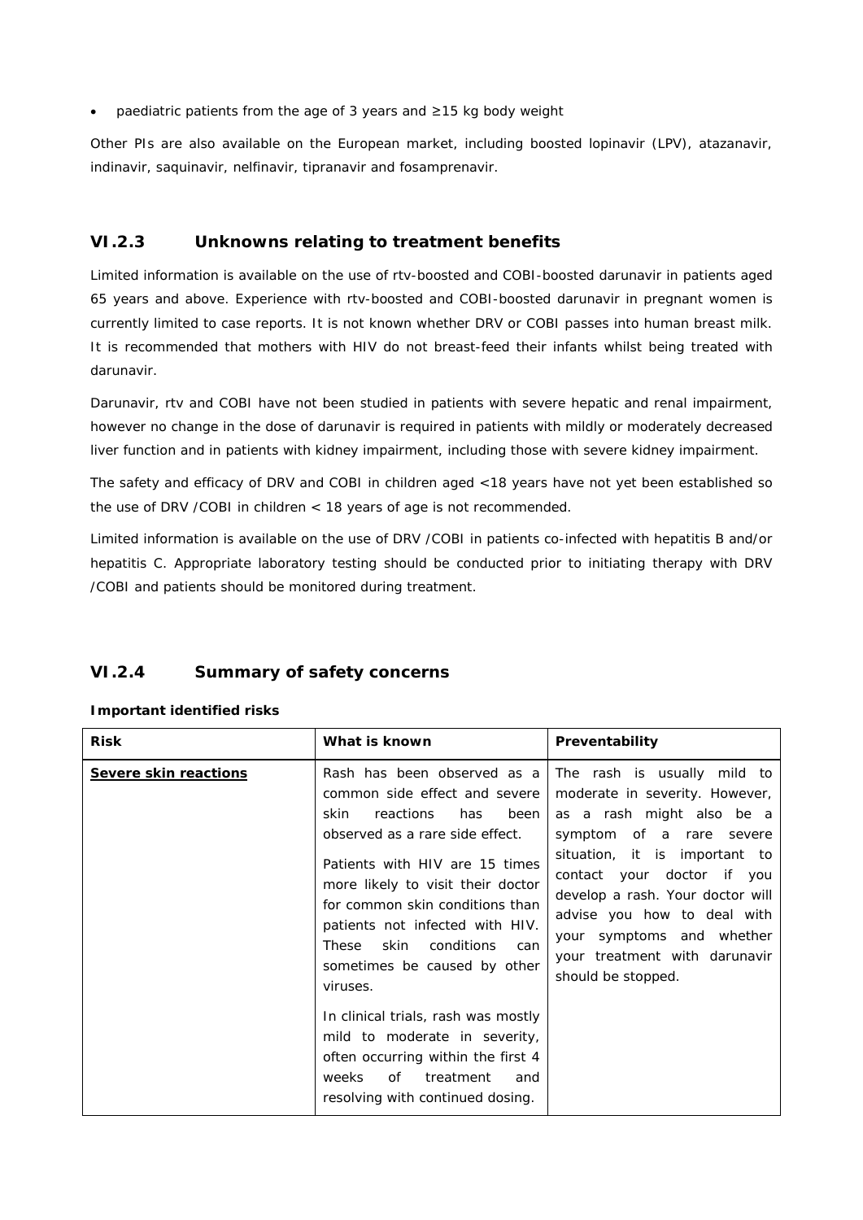- paediatric patients from the age of 3 years and ≥15 kg body weight

Other PIs are also available on the European market, including boosted lopinavir (LPV), atazanavir, indinavir, saquinavir, nelfinavir, tipranavir and fosamprenavir.

## VI.2.3 Unknowns relating to treatment benefits

Limited information is available on the use of rtv-boosted and COBI-boosted darunavir in patients aged 65 years and above. Experience with rtv-boosted and COBI-boosted darunavir in pregnant women is currently limited to case reports. It is not known whether DRV or COBI passes into human breast milk. It is recommended that mothers with HIV do not breast-feed their infants whilst being treated with darunavir.

Darunavir, rtv and COBI have not been studied in patients with severe hepatic and renal impairment, however no change in the dose of darunavir is required in patients with mildly or moderately decreased liver function and in patients with kidney impairment, including those with severe kidney impairment.

The safety and efficacy of DRV and COBI in children aged <18 years have not yet been established so the use of DRV /COBI in children < 18 years of age is not recommended.

Limited information is available on the use of DRV /COBI in patients co-infected with hepatitis B and/or hepatitis C. Appropriate laboratory testing should be conducted prior to initiating therapy with DRV /COBI and patients should be monitored during treatment.

## VI.2.4 Summary of safety concerns

**Important identified risks**

| Risk | What is known | Preventability |
|---|---|---|
| **Severe skin reactions** | Rash has been observed as a common side effect and severe skin reactions has been observed as a rare side effect.<br><br>Patients with HIV are 15 times more likely to visit their doctor for common skin conditions than patients not infected with HIV. These skin conditions can sometimes be caused by other viruses.<br><br>In clinical trials, rash was mostly mild to moderate in severity, often occurring within the first 4 weeks of treatment and resolving with continued dosing. | The rash is usually mild to moderate in severity. However, as a rash might also be a symptom of a rare severe situation, it is important to contact your doctor if you develop a rash. Your doctor will advise you how to deal with your symptoms and whether your treatment with darunavir should be stopped. |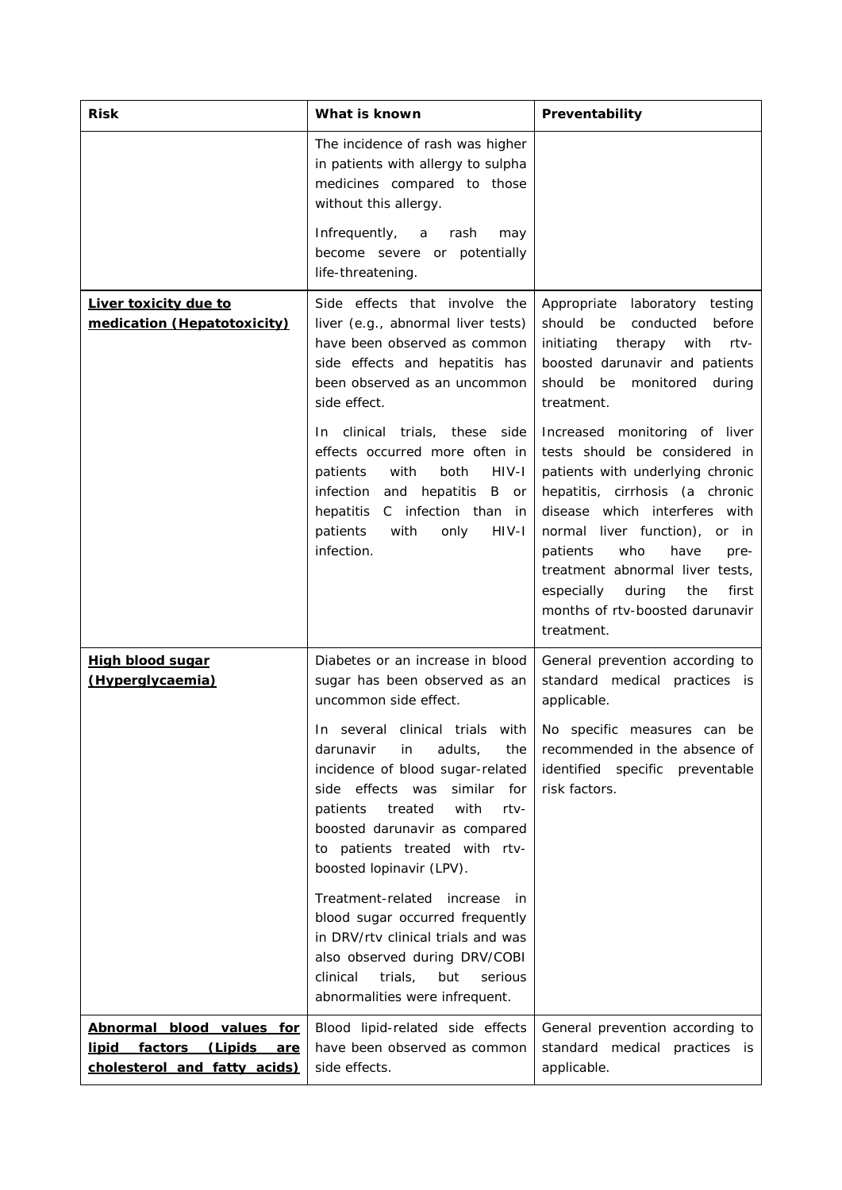| Risk | What is known | Preventability |
| --- | --- | --- |
| | The incidence of rash was higher in patients with allergy to sulpha medicines compared to those without this allergy.<br><br>Infrequently, a rash may become severe or potentially life-threatening. | |
| **Liver toxicity due to medication (Hepatotoxicity)** | Side effects that involve the liver (e.g., abnormal liver tests) have been observed as common side effects and hepatitis has been observed as an uncommon side effect.<br><br>In clinical trials, these side effects occurred more often in patients with both HIV-I infection and hepatitis B or hepatitis C infection than in patients with only HIV-I infection. | Appropriate laboratory testing should be conducted before initiating therapy with rtv-boosted darunavir and patients should be monitored during treatment.<br><br>Increased monitoring of liver tests should be considered in patients with underlying chronic hepatitis, cirrhosis (a chronic disease which interferes with normal liver function), or in patients who have pre-treatment abnormal liver tests, especially during the first months of rtv-boosted darunavir treatment. |
| **High blood sugar (Hyperglycaemia)** | Diabetes or an increase in blood sugar has been observed as an uncommon side effect.<br><br>In several clinical trials with darunavir in adults, the incidence of blood sugar-related side effects was similar for patients treated with rtv-boosted darunavir as compared to patients treated with rtv-boosted lopinavir (LPV).<br><br>Treatment-related increase in blood sugar occurred frequently in DRV/rtv clinical trials and was also observed during DRV/COBI clinical trials, but serious abnormalities were infrequent. | General prevention according to standard medical practices is applicable.<br><br>No specific measures can be recommended in the absence of identified specific preventable risk factors. |
| **Abnormal blood values for lipid factors (Lipids are cholesterol and fatty acids)** | Blood lipid-related side effects have been observed as common side effects. | General prevention according to standard medical practices is applicable. |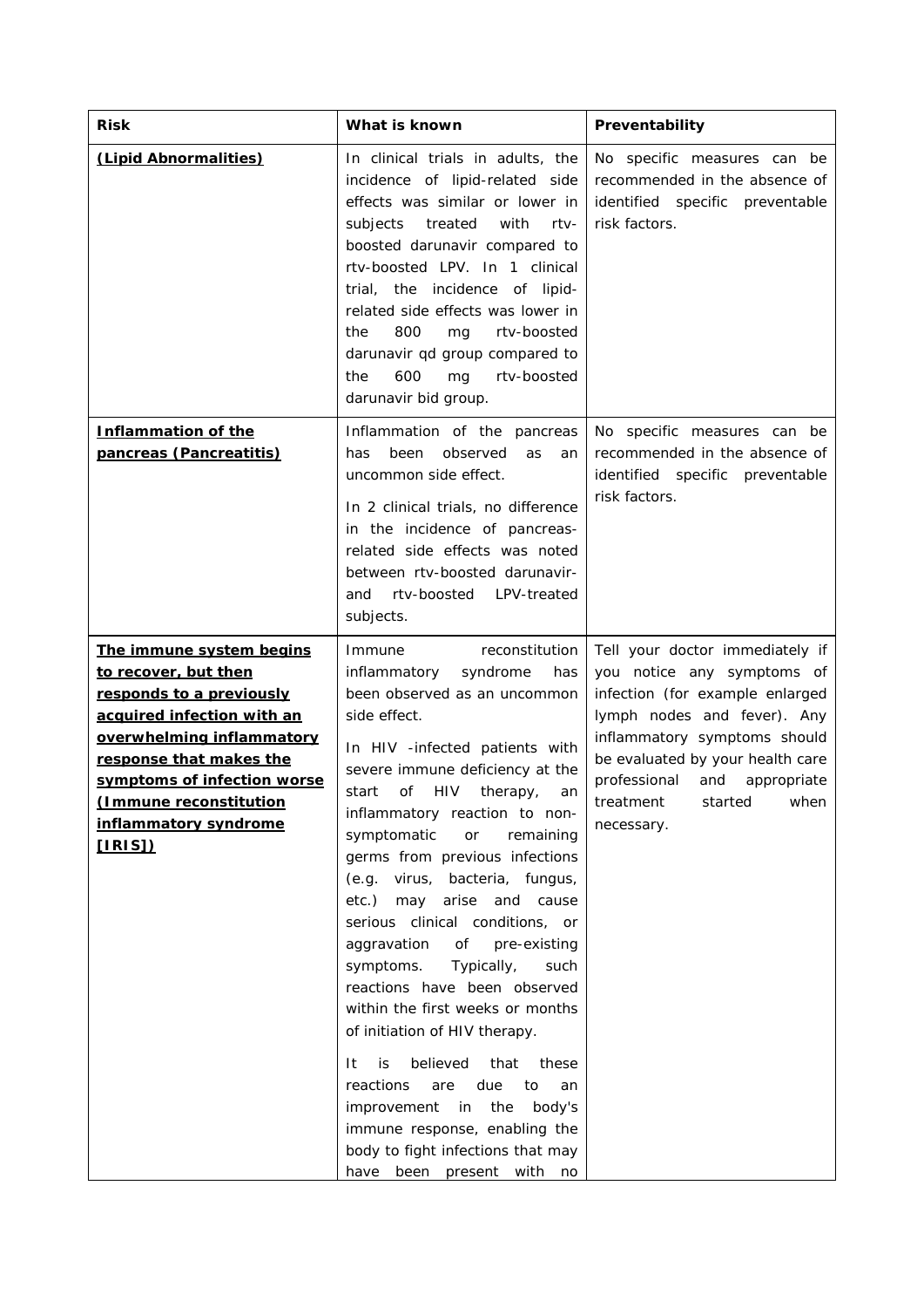| Risk | What is known | Preventability |
| --- | --- | --- |
| **(Lipid Abnormalities)** | In clinical trials in adults, the incidence of lipid-related side effects was similar or lower in subjects treated with rtv-boosted darunavir compared to rtv-boosted LPV. In 1 clinical trial, the incidence of lipid-related side effects was lower in the 800 mg rtv-boosted darunavir qd group compared to the 600 mg rtv-boosted darunavir bid group. | No specific measures can be recommended in the absence of identified specific preventable risk factors. |
| **Inflammation of the pancreas (Pancreatitis)** | Inflammation of the pancreas has been observed as an uncommon side effect.<br><br>In 2 clinical trials, no difference in the incidence of pancreas-related side effects was noted between rtv-boosted darunavir- and rtv-boosted LPV-treated subjects. | No specific measures can be recommended in the absence of identified specific preventable risk factors. |
| **The immune system begins to recover, but then responds to a previously acquired infection with an overwhelming inflammatory response that makes the symptoms of infection worse (Immune reconstitution inflammatory syndrome [IRIS])** | Immune reconstitution inflammatory syndrome has been observed as an uncommon side effect.<br><br>In HIV -infected patients with severe immune deficiency at the start of HIV therapy, an inflammatory reaction to non-symptomatic or remaining germs from previous infections (e.g. virus, bacteria, fungus, etc.) may arise and cause serious clinical conditions, or aggravation of pre-existing symptoms. Typically, such reactions have been observed within the first weeks or months of initiation of HIV therapy.<br><br>It is believed that these reactions are due to an improvement in the body's immune response, enabling the body to fight infections that may have been present with no | Tell your doctor immediately if you notice any symptoms of infection (for example enlarged lymph nodes and fever). Any inflammatory symptoms should be evaluated by your health care professional and appropriate treatment started when necessary. |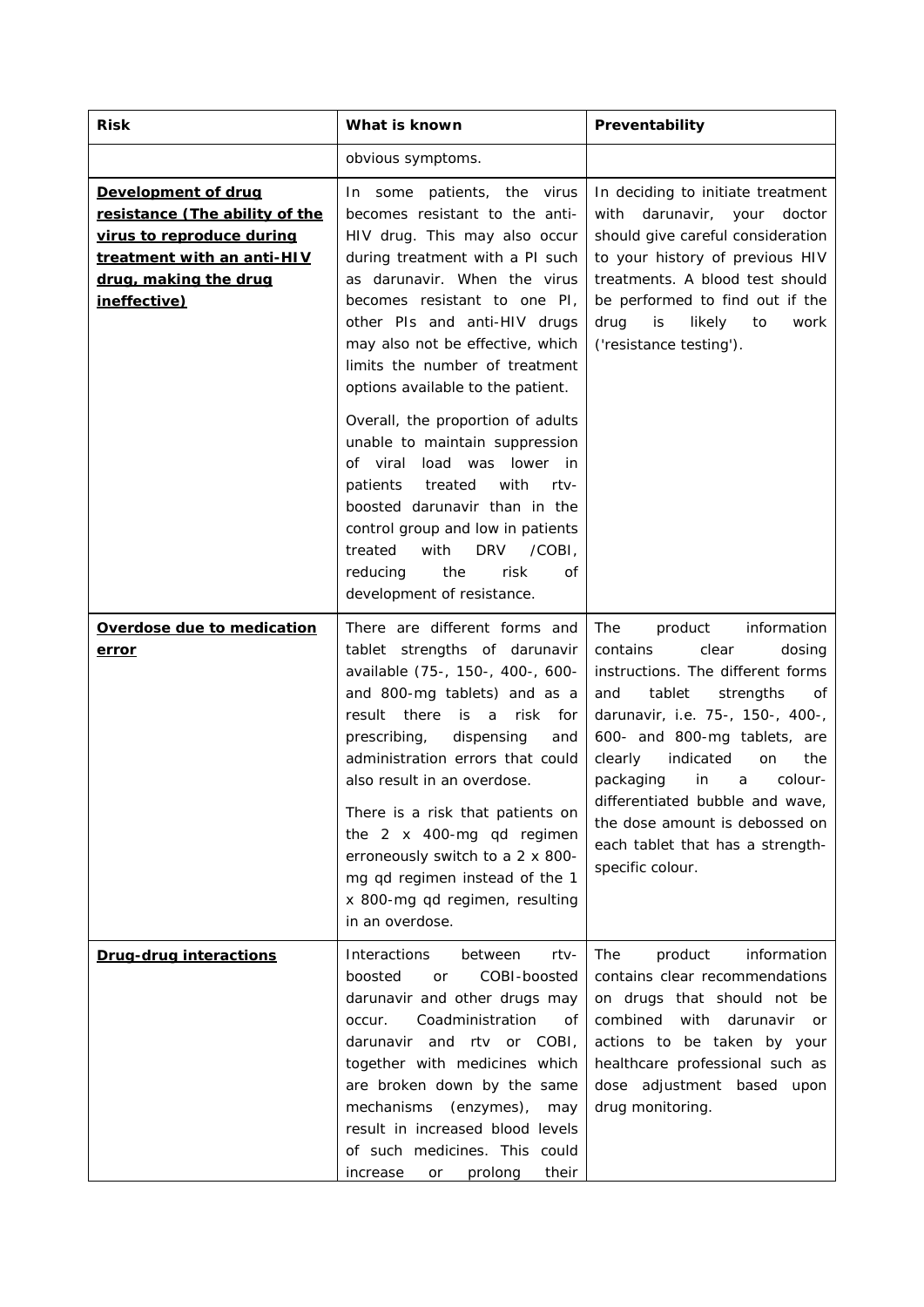| Risk | What is known | Preventability |
| --- | --- | --- |
| | obvious symptoms. | |
| **Development of drug resistance (The ability of the virus to reproduce during treatment with an anti-HIV drug, making the drug ineffective)** | In some patients, the virus becomes resistant to the anti-HIV drug. This may also occur during treatment with a PI such as darunavir. When the virus becomes resistant to one PI, other PIs and anti-HIV drugs may also not be effective, which limits the number of treatment options available to the patient.<br><br>Overall, the proportion of adults unable to maintain suppression of viral load was lower in patients treated with rtv-boosted darunavir than in the control group and low in patients treated with DRV /COBI, reducing the risk of development of resistance. | In deciding to initiate treatment with darunavir, your doctor should give careful consideration to your history of previous HIV treatments. A blood test should be performed to find out if the drug is likely to work ('resistance testing'). |
| **Overdose due to medication error** | There are different forms and tablet strengths of darunavir available (75-, 150-, 400-, 600- and 800-mg tablets) and as a result there is a risk for prescribing, dispensing and administration errors that could also result in an overdose.<br><br>There is a risk that patients on the 2 x 400-mg qd regimen erroneously switch to a 2 x 800-mg qd regimen instead of the 1 x 800-mg qd regimen, resulting in an overdose. | The product information contains clear dosing instructions. The different forms and tablet strengths of darunavir, i.e. 75-, 150-, 400-, 600- and 800-mg tablets, are clearly indicated on the packaging in a colour-differentiated bubble and wave, the dose amount is debossed on each tablet that has a strength-specific colour. |
| **Drug-drug interactions** | Interactions between rtv-boosted or COBI-boosted darunavir and other drugs may occur. Coadministration of darunavir and rtv or COBI, together with medicines which are broken down by the same mechanisms (enzymes), may result in increased blood levels of such medicines. This could increase or prolong their | The product information contains clear recommendations on drugs that should not be combined with darunavir or actions to be taken by your healthcare professional such as dose adjustment based upon drug monitoring. |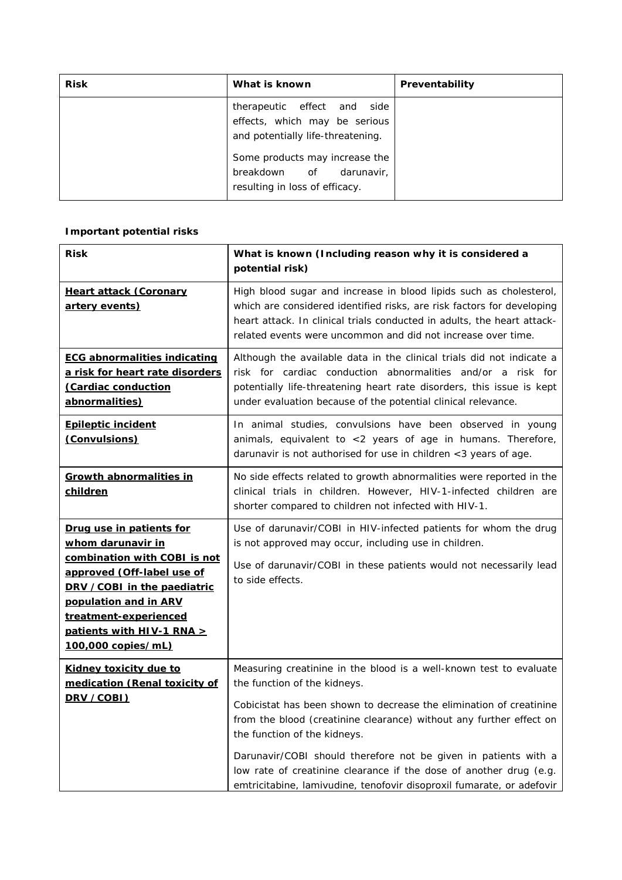| Risk | What is known | Preventability |
|---|---|---|
| | therapeutic effect and side effects, which may be serious and potentially life-threatening.<br><br>Some products may increase the breakdown of darunavir, resulting in loss of efficacy. | |

**Important potential risks**

| Risk | What is known (Including reason why it is considered a potential risk) |
|---|---|
| **Heart attack (Coronary artery events)** | High blood sugar and increase in blood lipids such as cholesterol, which are considered identified risks, are risk factors for developing heart attack. In clinical trials conducted in adults, the heart attack-related events were uncommon and did not increase over time. |
| **ECG abnormalities indicating a risk for heart rate disorders (Cardiac conduction abnormalities)** | Although the available data in the clinical trials did not indicate a risk for cardiac conduction abnormalities and/or a risk for potentially life-threatening heart rate disorders, this issue is kept under evaluation because of the potential clinical relevance. |
| **Epileptic incident (Convulsions)** | In animal studies, convulsions have been observed in young animals, equivalent to <2 years of age in humans. Therefore, darunavir is not authorised for use in children <3 years of age. |
| **Growth abnormalities in children** | No side effects related to growth abnormalities were reported in the clinical trials in children. However, HIV-1-infected children are shorter compared to children not infected with HIV-1. |
| **Drug use in patients for whom darunavir in combination with COBI is not approved (Off-label use of DRV/COBI in the paediatric population and in ARV treatment-experienced patients with HIV-1 RNA > 100,000 copies/mL)** | Use of darunavir/COBI in HIV-infected patients for whom the drug is not approved may occur, including use in children.<br><br>Use of darunavir/COBI in these patients would not necessarily lead to side effects. |
| **Kidney toxicity due to medication (Renal toxicity of DRV/COBI)** | Measuring creatinine in the blood is a well-known test to evaluate the function of the kidneys.<br><br>Cobicistat has been shown to decrease the elimination of creatinine from the blood (creatinine clearance) without any further effect on the function of the kidneys.<br><br>Darunavir/COBI should therefore not be given in patients with a low rate of creatinine clearance if the dose of another drug (e.g. emtricitabine, lamivudine, tenofovir disoproxil fumarate, or adefovir |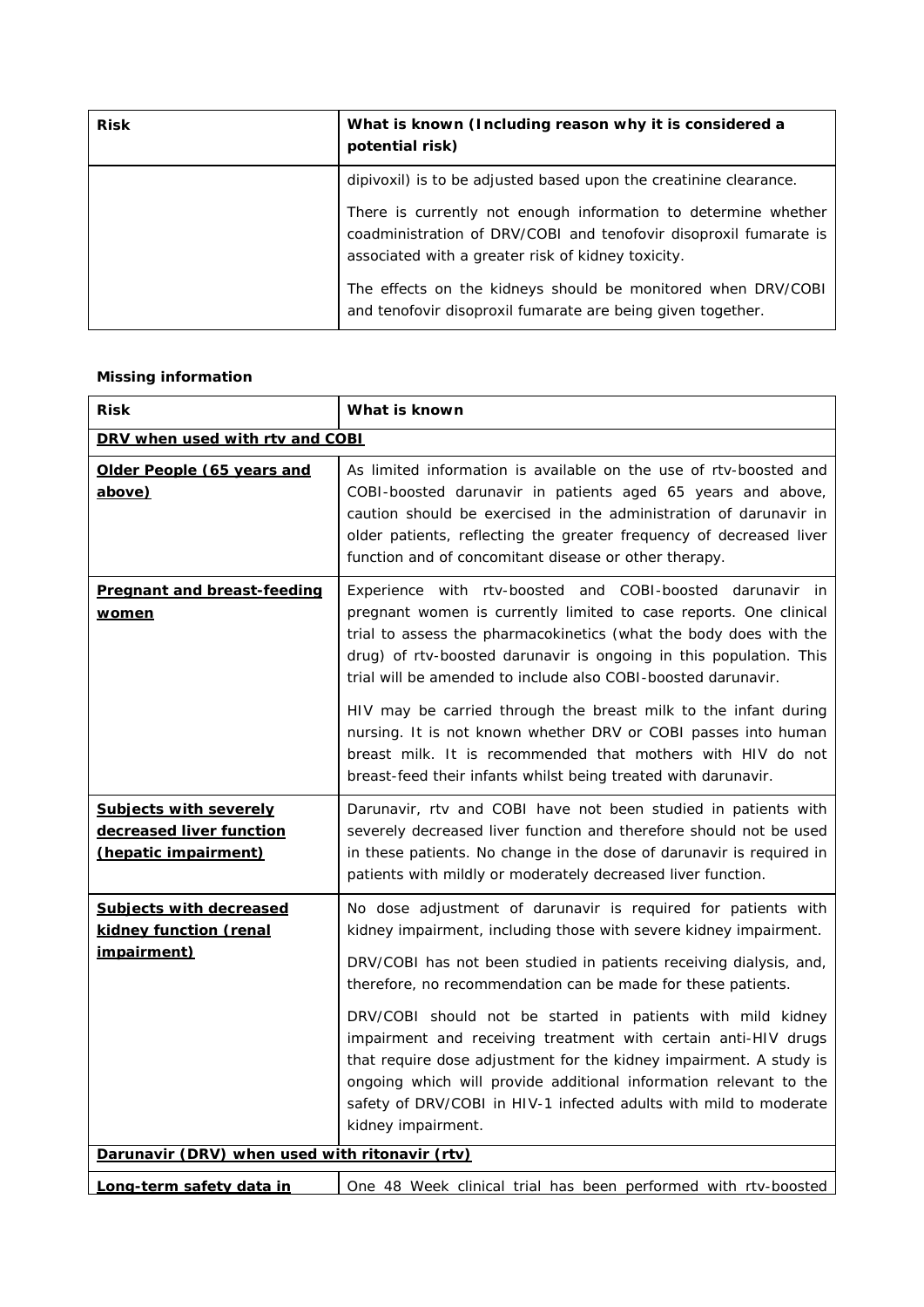| Risk | What is known (Including reason why it is considered a potential risk) |
| --- | --- |
| | dipivoxil) is to be adjusted based upon the creatinine clearance.<br><br>There is currently not enough information to determine whether coadministration of DRV/COBI and tenofovir disoproxil fumarate is associated with a greater risk of kidney toxicity.<br><br>The effects on the kidneys should be monitored when DRV/COBI and tenofovir disoproxil fumarate are being given together. |

**Missing information**

| Risk | What is known |
| --- | --- |
| **DRV when used with rtv and COBI** | |
| **Older People (65 years and above)** | As limited information is available on the use of rtv-boosted and COBI-boosted darunavir in patients aged 65 years and above, caution should be exercised in the administration of darunavir in older patients, reflecting the greater frequency of decreased liver function and of concomitant disease or other therapy. |
| **Pregnant and breast-feeding women** | Experience with rtv-boosted and COBI-boosted darunavir in pregnant women is currently limited to case reports. One clinical trial to assess the pharmacokinetics (what the body does with the drug) of rtv-boosted darunavir is ongoing in this population. This trial will be amended to include also COBI-boosted darunavir.<br><br>HIV may be carried through the breast milk to the infant during nursing. It is not known whether DRV or COBI passes into human breast milk. It is recommended that mothers with HIV do not breast-feed their infants whilst being treated with darunavir. |
| **Subjects with severely decreased liver function (hepatic impairment)** | Darunavir, rtv and COBI have not been studied in patients with severely decreased liver function and therefore should not be used in these patients. No change in the dose of darunavir is required in patients with mildly or moderately decreased liver function. |
| **Subjects with decreased kidney function (renal impairment)** | No dose adjustment of darunavir is required for patients with kidney impairment, including those with severe kidney impairment.<br><br>DRV/COBI has not been studied in patients receiving dialysis, and, therefore, no recommendation can be made for these patients.<br><br>DRV/COBI should not be started in patients with mild kidney impairment and receiving treatment with certain anti-HIV drugs that require dose adjustment for the kidney impairment. A study is ongoing which will provide additional information relevant to the safety of DRV/COBI in HIV-1 infected adults with mild to moderate kidney impairment. |
| **Darunavir (DRV) when used with ritonavir (rtv)** | |
| **Long-term safety data in** | One 48 Week clinical trial has been performed with rtv-boosted |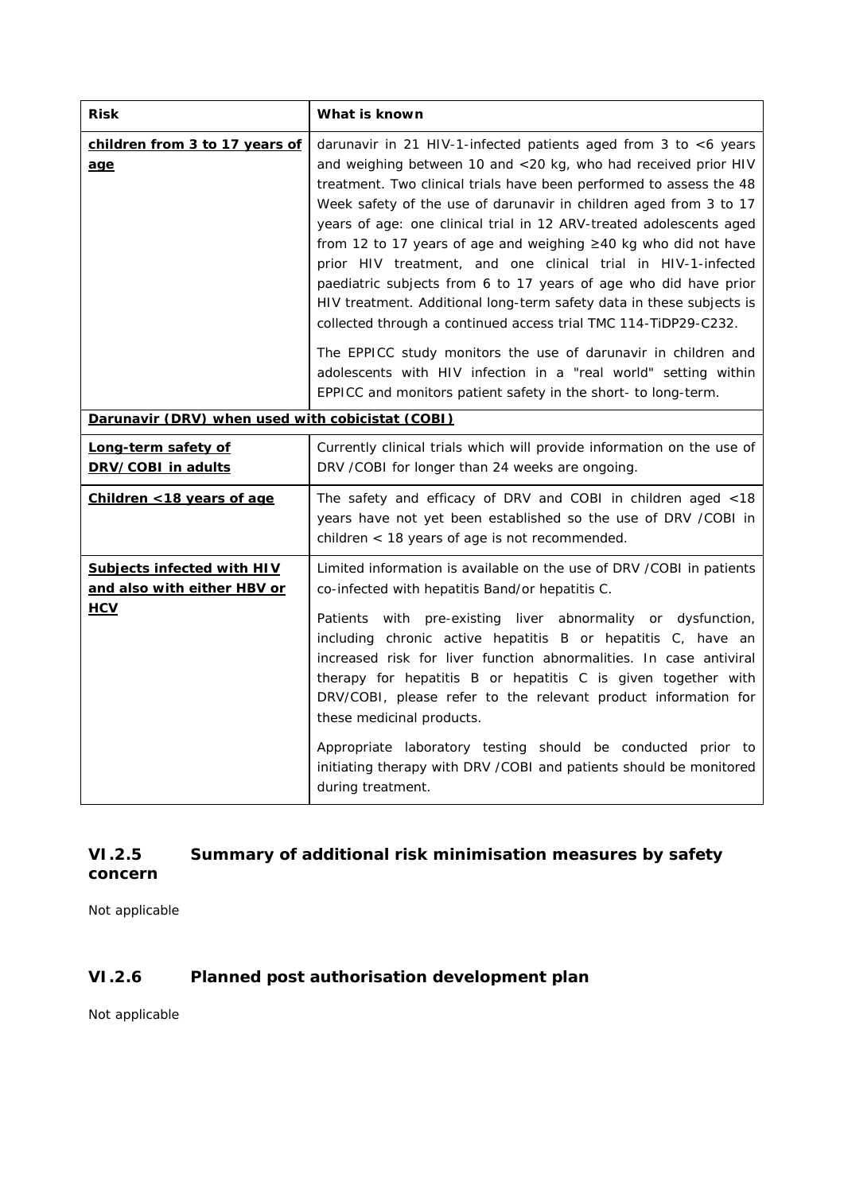| Risk | What is known |
| --- | --- |
| **children from 3 to 17 years of age** | darunavir in 21 HIV-1-infected patients aged from 3 to <6 years and weighing between 10 and <20 kg, who had received prior HIV treatment. Two clinical trials have been performed to assess the 48 Week safety of the use of darunavir in children aged from 3 to 17 years of age: one clinical trial in 12 ARV-treated adolescents aged from 12 to 17 years of age and weighing ≥40 kg who did not have prior HIV treatment, and one clinical trial in HIV-1-infected paediatric subjects from 6 to 17 years of age who did have prior HIV treatment. Additional long-term safety data in these subjects is collected through a continued access trial TMC 114-TiDP29-C232.<br><br>The EPPICC study monitors the use of darunavir in children and adolescents with HIV infection in a "real world" setting within EPPICC and monitors patient safety in the short- to long-term. |
| **Darunavir (DRV) when used with cobicistat (COBI)** | |
| **Long-term safety of DRV/COBI in adults** | Currently clinical trials which will provide information on the use of DRV /COBI for longer than 24 weeks are ongoing. |
| **Children <18 years of age** | The safety and efficacy of DRV and COBI in children aged <18 years have not yet been established so the use of DRV /COBI in children < 18 years of age is not recommended. |
| **Subjects infected with HIV and also with either HBV or HCV** | Limited information is available on the use of DRV /COBI in patients co-infected with hepatitis Band/or hepatitis C.<br><br>Patients with pre-existing liver abnormality or dysfunction, including chronic active hepatitis B or hepatitis C, have an increased risk for liver function abnormalities. In case antiviral therapy for hepatitis B or hepatitis C is given together with DRV/COBI, please refer to the relevant product information for these medicinal products.<br><br>Appropriate laboratory testing should be conducted prior to initiating therapy with DRV /COBI and patients should be monitored during treatment. |

### VI.2.5 Summary of additional risk minimisation measures by safety concern

Not applicable

### VI.2.6 Planned post authorisation development plan

Not applicable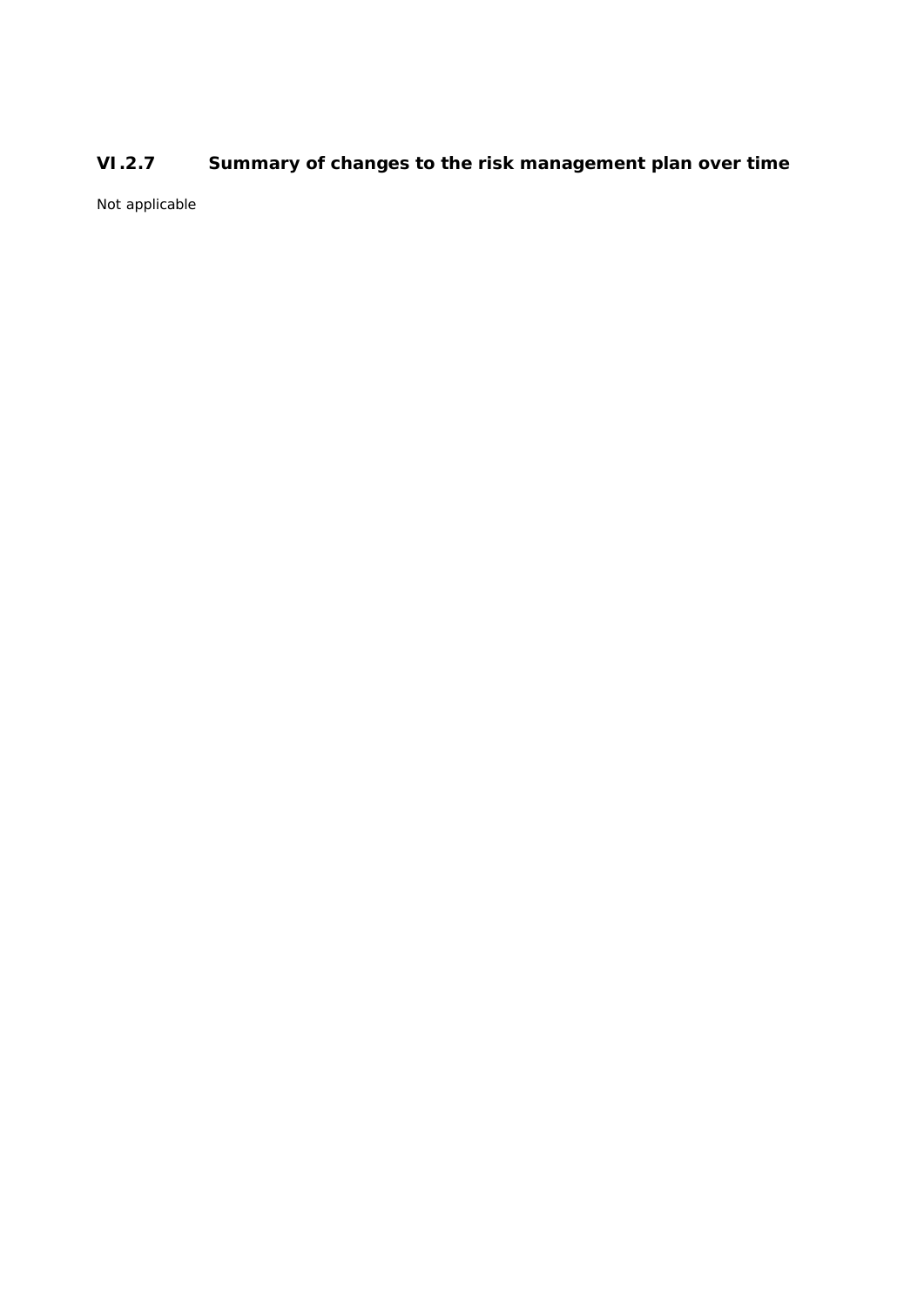### VI.2.7 Summary of changes to the risk management plan over time

Not applicable